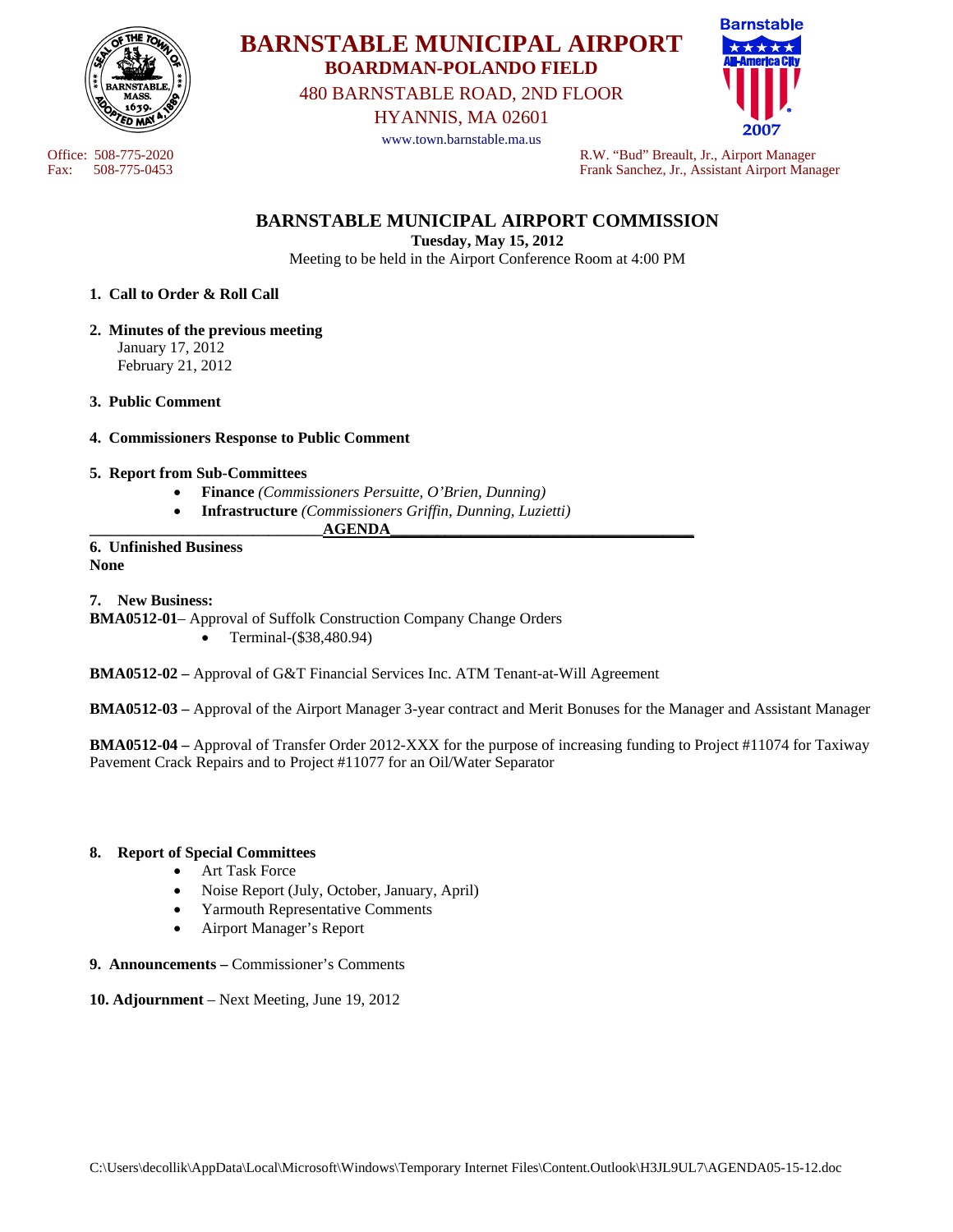# BARNSTABLE MUNICIPAL AIRPORT

**BOARDMAN-POLANDO FIELD**

480 BARNSTABLE ROAD, 2ND FLOOR

HYANNIS, MA 02601

www.town.barnstable.ma.us

Office: 508-775-2020
Fax: 508-775-0453

R.W. "Bud" Breault, Jr., Airport Manager
Frank Sanchez, Jr., Assistant Airport Manager

## BARNSTABLE MUNICIPAL AIRPORT COMMISSION

**Tuesday, May 15, 2012**

Meeting to be held in the Airport Conference Room at 4:00 PM

1. **Call to Order & Roll Call**

2. **Minutes of the previous meeting**
   January 17, 2012
   February 21, 2012

3. **Public Comment**

4. **Commissioners Response to Public Comment**

5. **Report from Sub-Committees**
   - **Finance** *(Commissioners Persuitte, O'Brien, Dunning)*
   - **Infrastructure** *(Commissioners Griffin, Dunning, Luzietti)*

**AGENDA**

**6. Unfinished Business**
**None**

**7. New Business:**

**BMA0512-01**– Approval of Suffolk Construction Company Change Orders
- Terminal-($38,480.94)

**BMA0512-02 –** Approval of G&T Financial Services Inc. ATM Tenant-at-Will Agreement

**BMA0512-03 –** Approval of the Airport Manager 3-year contract and Merit Bonuses for the Manager and Assistant Manager

**BMA0512-04 –** Approval of Transfer Order 2012-XXX for the purpose of increasing funding to Project #11074 for Taxiway Pavement Crack Repairs and to Project #11077 for an Oil/Water Separator

**8. Report of Special Committees**
- Art Task Force
- Noise Report (July, October, January, April)
- Yarmouth Representative Comments
- Airport Manager's Report

**9. Announcements –** Commissioner's Comments

**10. Adjournment** – Next Meeting, June 19, 2012

C:\Users\decollik\AppData\Local\Microsoft\Windows\Temporary Internet Files\Content.Outlook\H3JL9UL7\AGENDA05-15-12.doc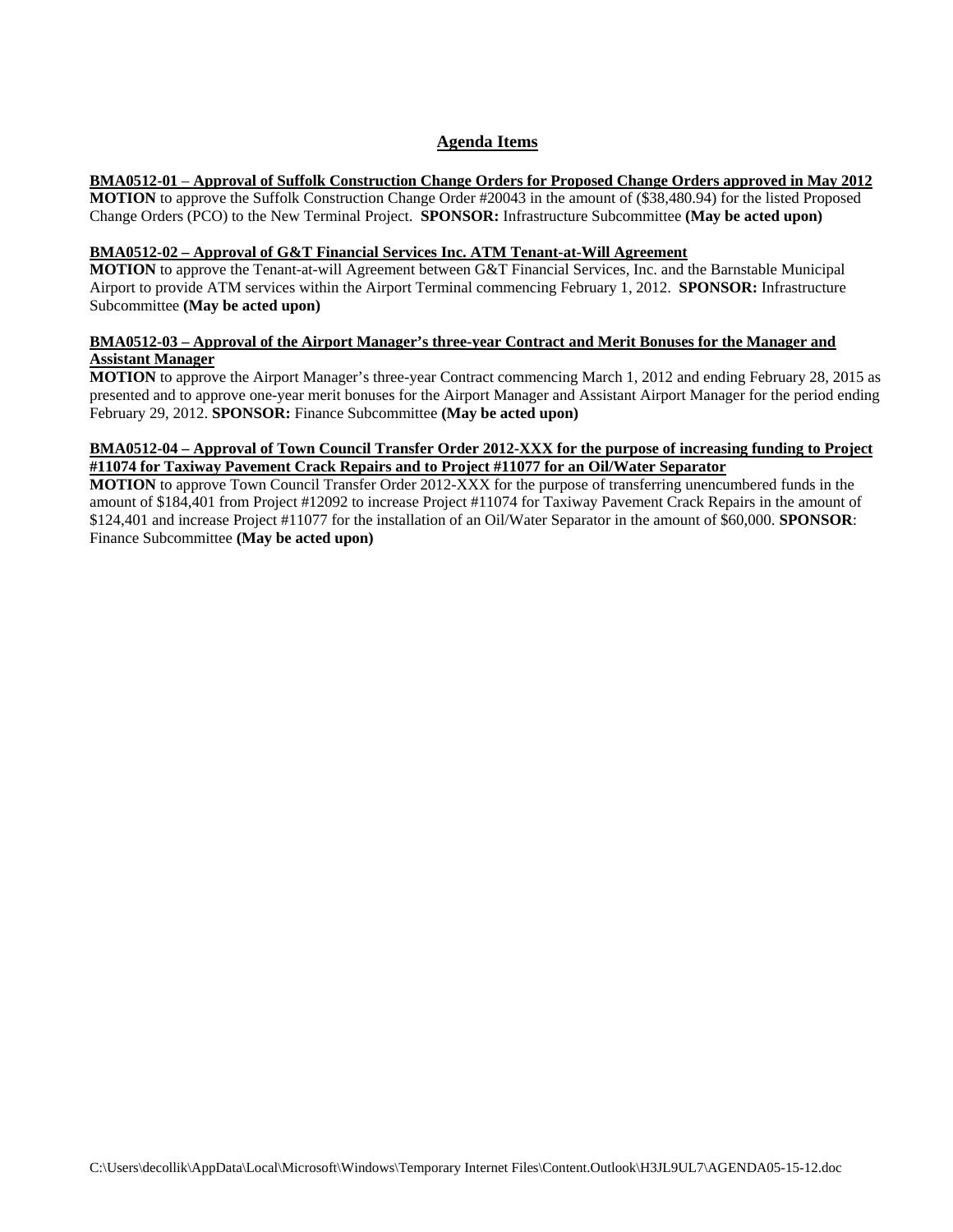## Agenda Items

**BMA0512-01 – Approval of Suffolk Construction Change Orders for Proposed Change Orders approved in May 2012**
**MOTION** to approve the Suffolk Construction Change Order #20043 in the amount of ($38,480.94) for the listed Proposed Change Orders (PCO) to the New Terminal Project. **SPONSOR:** Infrastructure Subcommittee **(May be acted upon)**

**BMA0512-02 – Approval of G&T Financial Services Inc. ATM Tenant-at-Will Agreement**
**MOTION** to approve the Tenant-at-will Agreement between G&T Financial Services, Inc. and the Barnstable Municipal Airport to provide ATM services within the Airport Terminal commencing February 1, 2012. **SPONSOR:** Infrastructure Subcommittee **(May be acted upon)**

**BMA0512-03 – Approval of the Airport Manager's three-year Contract and Merit Bonuses for the Manager and Assistant Manager**
**MOTION** to approve the Airport Manager's three-year Contract commencing March 1, 2012 and ending February 28, 2015 as presented and to approve one-year merit bonuses for the Airport Manager and Assistant Airport Manager for the period ending February 29, 2012. **SPONSOR:** Finance Subcommittee **(May be acted upon)**

**BMA0512-04 – Approval of Town Council Transfer Order 2012-XXX for the purpose of increasing funding to Project #11074 for Taxiway Pavement Crack Repairs and to Project #11077 for an Oil/Water Separator**
**MOTION** to approve Town Council Transfer Order 2012-XXX for the purpose of transferring unencumbered funds in the amount of $184,401 from Project #12092 to increase Project #11074 for Taxiway Pavement Crack Repairs in the amount of $124,401 and increase Project #11077 for the installation of an Oil/Water Separator in the amount of $60,000. **SPONSOR**: Finance Subcommittee **(May be acted upon)**

C:\Users\decollik\AppData\Local\Microsoft\Windows\Temporary Internet Files\Content.Outlook\H3JL9UL7\AGENDA05-15-12.doc